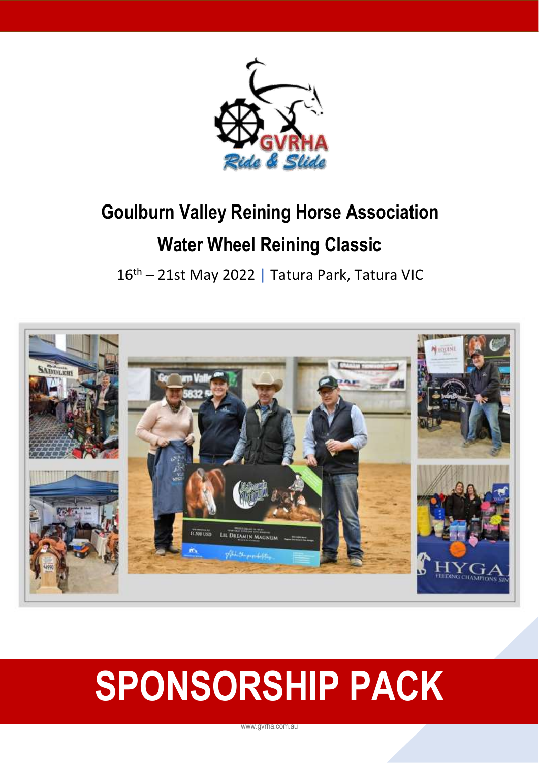GVRHA

*Ride & Slide*

# Goulburn Valley Reining Horse Association

## Water Wheel Reining Classic

16th – 21st May 2022 | Tatura Park, Tatura VIC

# SPONSORSHIP PACK

www.gvrha.com.au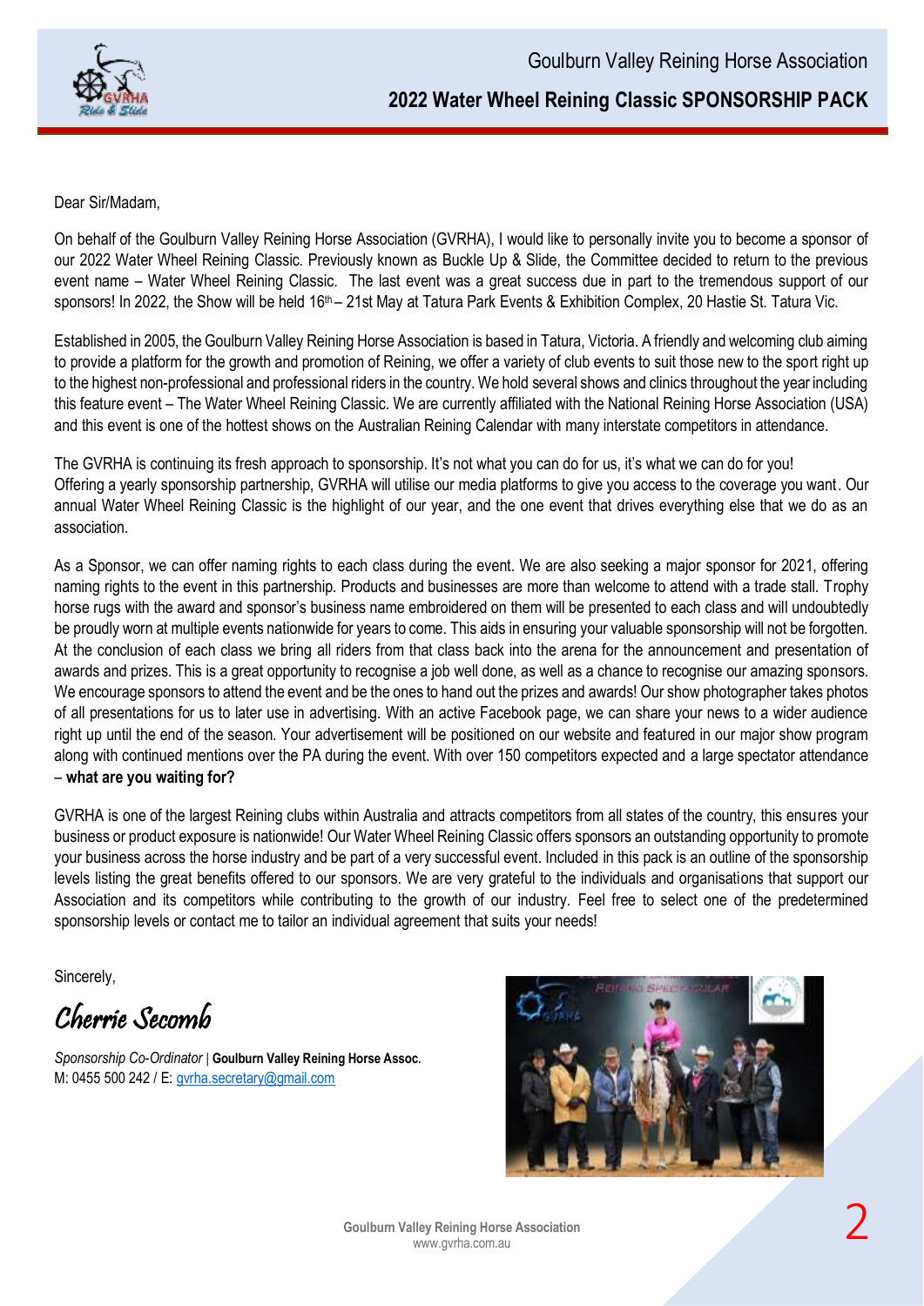Dear Sir/Madam,

On behalf of the Goulburn Valley Reining Horse Association (GVRHA), I would like to personally invite you to become a sponsor of our 2022 Water Wheel Reining Classic. Previously known as Buckle Up & Slide, the Committee decided to return to the previous event name – Water Wheel Reining Classic. The last event was a great success due in part to the tremendous support of our sponsors! In 2022, the Show will be held 16th – 21st May at Tatura Park Events & Exhibition Complex, 20 Hastie St. Tatura Vic.

Established in 2005, the Goulburn Valley Reining Horse Association is based in Tatura, Victoria. A friendly and welcoming club aiming to provide a platform for the growth and promotion of Reining, we offer a variety of club events to suit those new to the sport right up to the highest non-professional and professional riders in the country. We hold several shows and clinics throughout the year including this feature event – The Water Wheel Reining Classic. We are currently affiliated with the National Reining Horse Association (USA) and this event is one of the hottest shows on the Australian Reining Calendar with many interstate competitors in attendance.

The GVRHA is continuing its fresh approach to sponsorship. It's not what you can do for us, it's what we can do for you! Offering a yearly sponsorship partnership, GVRHA will utilise our media platforms to give you access to the coverage you want. Our annual Water Wheel Reining Classic is the highlight of our year, and the one event that drives everything else that we do as an association.

As a Sponsor, we can offer naming rights to each class during the event. We are also seeking a major sponsor for 2021, offering naming rights to the event in this partnership. Products and businesses are more than welcome to attend with a trade stall. Trophy horse rugs with the award and sponsor's business name embroidered on them will be presented to each class and will undoubtedly be proudly worn at multiple events nationwide for years to come. This aids in ensuring your valuable sponsorship will not be forgotten. At the conclusion of each class we bring all riders from that class back into the arena for the announcement and presentation of awards and prizes. This is a great opportunity to recognise a job well done, as well as a chance to recognise our amazing sponsors. We encourage sponsors to attend the event and be the ones to hand out the prizes and awards! Our show photographer takes photos of all presentations for us to later use in advertising. With an active Facebook page, we can share your news to a wider audience right up until the end of the season. Your advertisement will be positioned on our website and featured in our major show program along with continued mentions over the PA during the event. With over 150 competitors expected and a large spectator attendance – **what are you waiting for?**

GVRHA is one of the largest Reining clubs within Australia and attracts competitors from all states of the country, this ensures your business or product exposure is nationwide! Our Water Wheel Reining Classic offers sponsors an outstanding opportunity to promote your business across the horse industry and be part of a very successful event. Included in this pack is an outline of the sponsorship levels listing the great benefits offered to our sponsors. We are very grateful to the individuals and organisations that support our Association and its competitors while contributing to the growth of our industry. Feel free to select one of the predetermined sponsorship levels or contact me to tailor an individual agreement that suits your needs!

Sincerely,

*Cherrie Secomb*

*Sponsorship Co-Ordinator* | **Goulburn Valley Reining Horse Assoc.**
M: 0455 500 242 / E: gvrha.secretary@gmail.com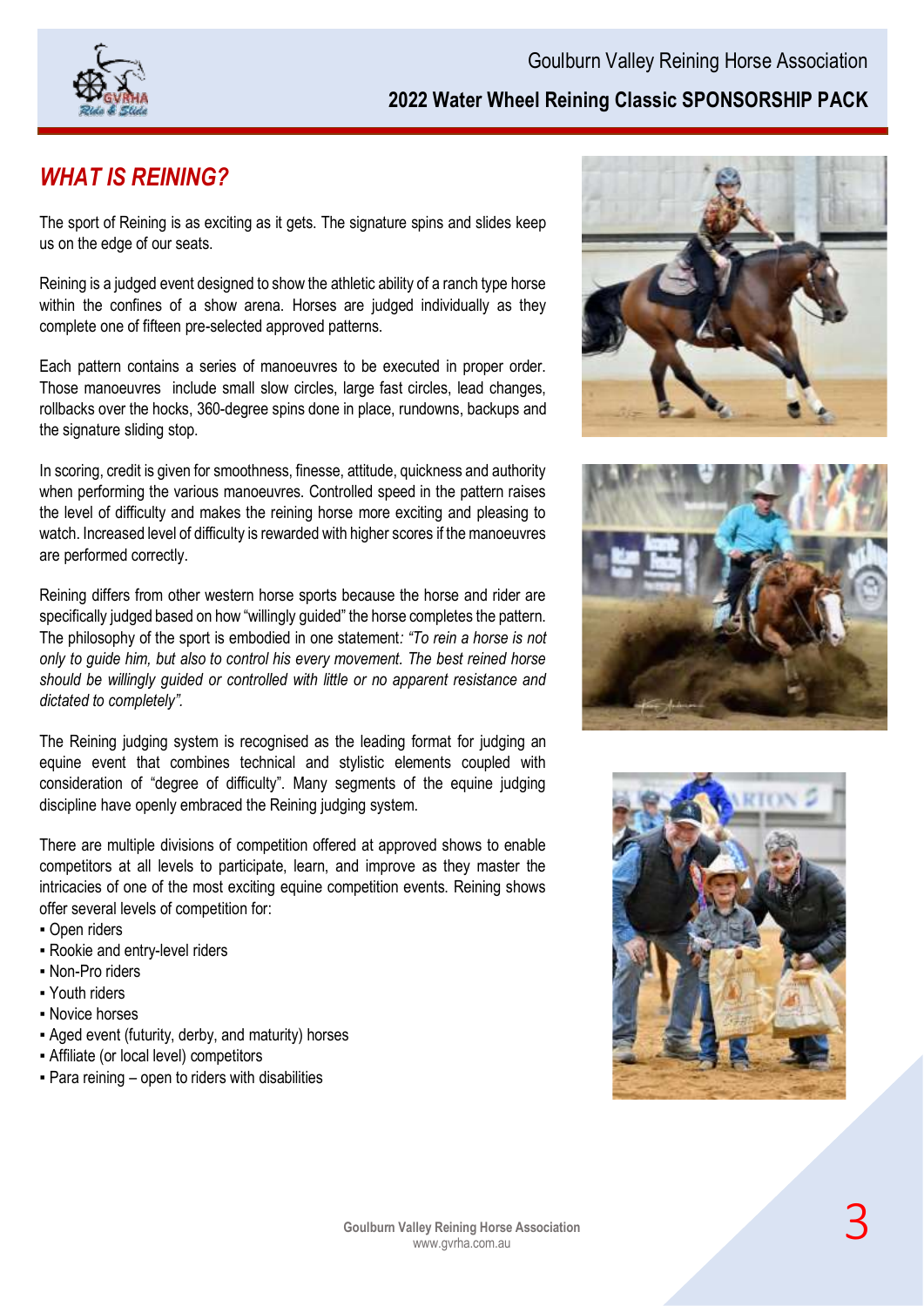## *WHAT IS REINING?*

The sport of Reining is as exciting as it gets. The signature spins and slides keep us on the edge of our seats.

Reining is a judged event designed to show the athletic ability of a ranch type horse within the confines of a show arena. Horses are judged individually as they complete one of fifteen pre-selected approved patterns.

Each pattern contains a series of manoeuvres to be executed in proper order. Those manoeuvres include small slow circles, large fast circles, lead changes, rollbacks over the hocks, 360-degree spins done in place, rundowns, backups and the signature sliding stop.

In scoring, credit is given for smoothness, finesse, attitude, quickness and authority when performing the various manoeuvres. Controlled speed in the pattern raises the level of difficulty and makes the reining horse more exciting and pleasing to watch. Increased level of difficulty is rewarded with higher scores if the manoeuvres are performed correctly.

Reining differs from other western horse sports because the horse and rider are specifically judged based on how "willingly guided" the horse completes the pattern. The philosophy of the sport is embodied in one statement: *"To rein a horse is not only to guide him, but also to control his every movement. The best reined horse should be willingly guided or controlled with little or no apparent resistance and dictated to completely".*

The Reining judging system is recognised as the leading format for judging an equine event that combines technical and stylistic elements coupled with consideration of "degree of difficulty". Many segments of the equine judging discipline have openly embraced the Reining judging system.

There are multiple divisions of competition offered at approved shows to enable competitors at all levels to participate, learn, and improve as they master the intricacies of one of the most exciting equine competition events. Reining shows offer several levels of competition for:

- Open riders
- Rookie and entry-level riders
- Non-Pro riders
- Youth riders
- Novice horses
- Aged event (futurity, derby, and maturity) horses
- Affiliate (or local level) competitors
- Para reining – open to riders with disabilities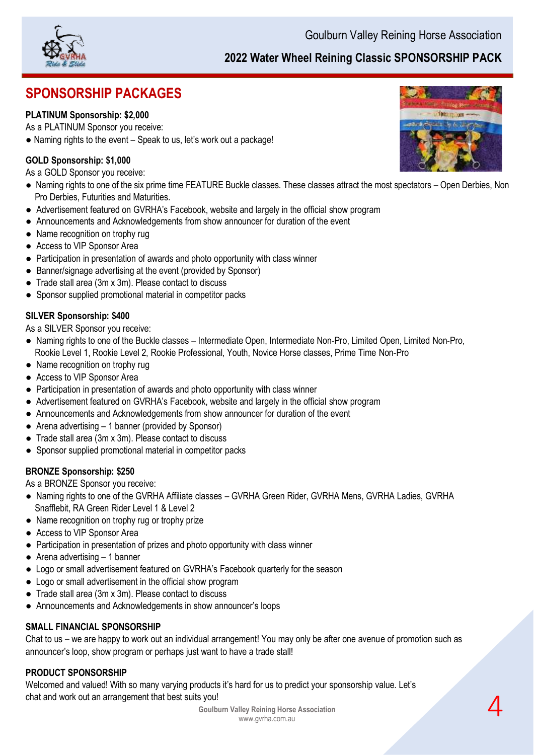# SPONSORSHIP PACKAGES

**PLATINUM Sponsorship: $2,000**

As a PLATINUM Sponsor you receive:

- Naming rights to the event – Speak to us, let's work out a package!

**GOLD Sponsorship: $1,000**

As a GOLD Sponsor you receive:

- Naming rights to one of the six prime time FEATURE Buckle classes. These classes attract the most spectators – Open Derbies, Non Pro Derbies, Futurities and Maturities.
- Advertisement featured on GVRHA's Facebook, website and largely in the official show program
- Announcements and Acknowledgements from show announcer for duration of the event
- Name recognition on trophy rug
- Access to VIP Sponsor Area
- Participation in presentation of awards and photo opportunity with class winner
- Banner/signage advertising at the event (provided by Sponsor)
- Trade stall area (3m x 3m). Please contact to discuss
- Sponsor supplied promotional material in competitor packs

**SILVER Sponsorship: $400**

As a SILVER Sponsor you receive:

- Naming rights to one of the Buckle classes – Intermediate Open, Intermediate Non-Pro, Limited Open, Limited Non-Pro, Rookie Level 1, Rookie Level 2, Rookie Professional, Youth, Novice Horse classes, Prime Time Non-Pro
- Name recognition on trophy rug
- Access to VIP Sponsor Area
- Participation in presentation of awards and photo opportunity with class winner
- Advertisement featured on GVRHA's Facebook, website and largely in the official show program
- Announcements and Acknowledgements from show announcer for duration of the event
- Arena advertising – 1 banner (provided by Sponsor)
- Trade stall area (3m x 3m). Please contact to discuss
- Sponsor supplied promotional material in competitor packs

**BRONZE Sponsorship: $250**

As a BRONZE Sponsor you receive:

- Naming rights to one of the GVRHA Affiliate classes – GVRHA Green Rider, GVRHA Mens, GVRHA Ladies, GVRHA Snafflebit, RA Green Rider Level 1 & Level 2
- Name recognition on trophy rug or trophy prize
- Access to VIP Sponsor Area
- Participation in presentation of prizes and photo opportunity with class winner
- Arena advertising – 1 banner
- Logo or small advertisement featured on GVRHA's Facebook quarterly for the season
- Logo or small advertisement in the official show program
- Trade stall area (3m x 3m). Please contact to discuss
- Announcements and Acknowledgements in show announcer's loops

**SMALL FINANCIAL SPONSORSHIP**

Chat to us – we are happy to work out an individual arrangement! You may only be after one avenue of promotion such as announcer's loop, show program or perhaps just want to have a trade stall!

**PRODUCT SPONSORSHIP**

Welcomed and valued! With so many varying products it's hard for us to predict your sponsorship value. Let's chat and work out an arrangement that best suits you!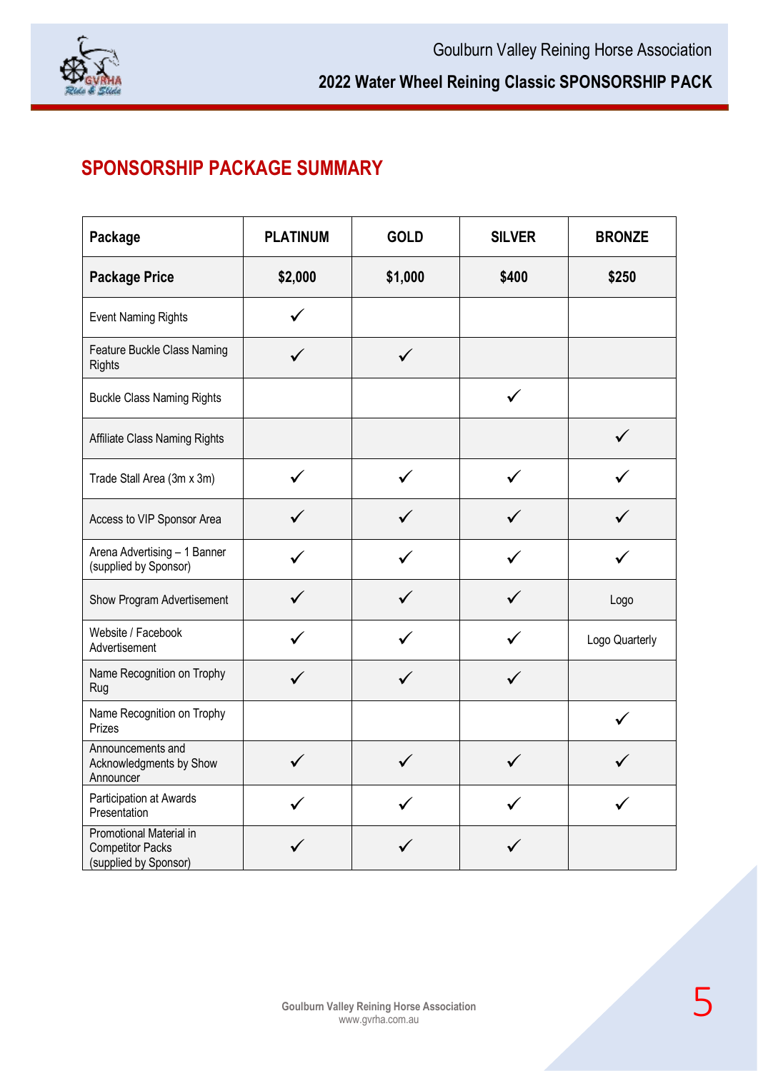## SPONSORSHIP PACKAGE SUMMARY

| Package | PLATINUM | GOLD | SILVER | BRONZE |
|---|---|---|---|---|
| **Package Price** | **$2,000** | **$1,000** | **$400** | **$250** |
| Event Naming Rights | ✓ | | | |
| Feature Buckle Class Naming Rights | ✓ | ✓ | | |
| Buckle Class Naming Rights | | | ✓ | |
| Affiliate Class Naming Rights | | | | ✓ |
| Trade Stall Area (3m x 3m) | ✓ | ✓ | ✓ | ✓ |
| Access to VIP Sponsor Area | ✓ | ✓ | ✓ | ✓ |
| Arena Advertising – 1 Banner (supplied by Sponsor) | ✓ | ✓ | ✓ | ✓ |
| Show Program Advertisement | ✓ | ✓ | ✓ | Logo |
| Website / Facebook Advertisement | ✓ | ✓ | ✓ | Logo Quarterly |
| Name Recognition on Trophy Rug | ✓ | ✓ | ✓ | |
| Name Recognition on Trophy Prizes | | | | ✓ |
| Announcements and Acknowledgments by Show Announcer | ✓ | ✓ | ✓ | ✓ |
| Participation at Awards Presentation | ✓ | ✓ | ✓ | ✓ |
| Promotional Material in Competitor Packs (supplied by Sponsor) | ✓ | ✓ | ✓ | |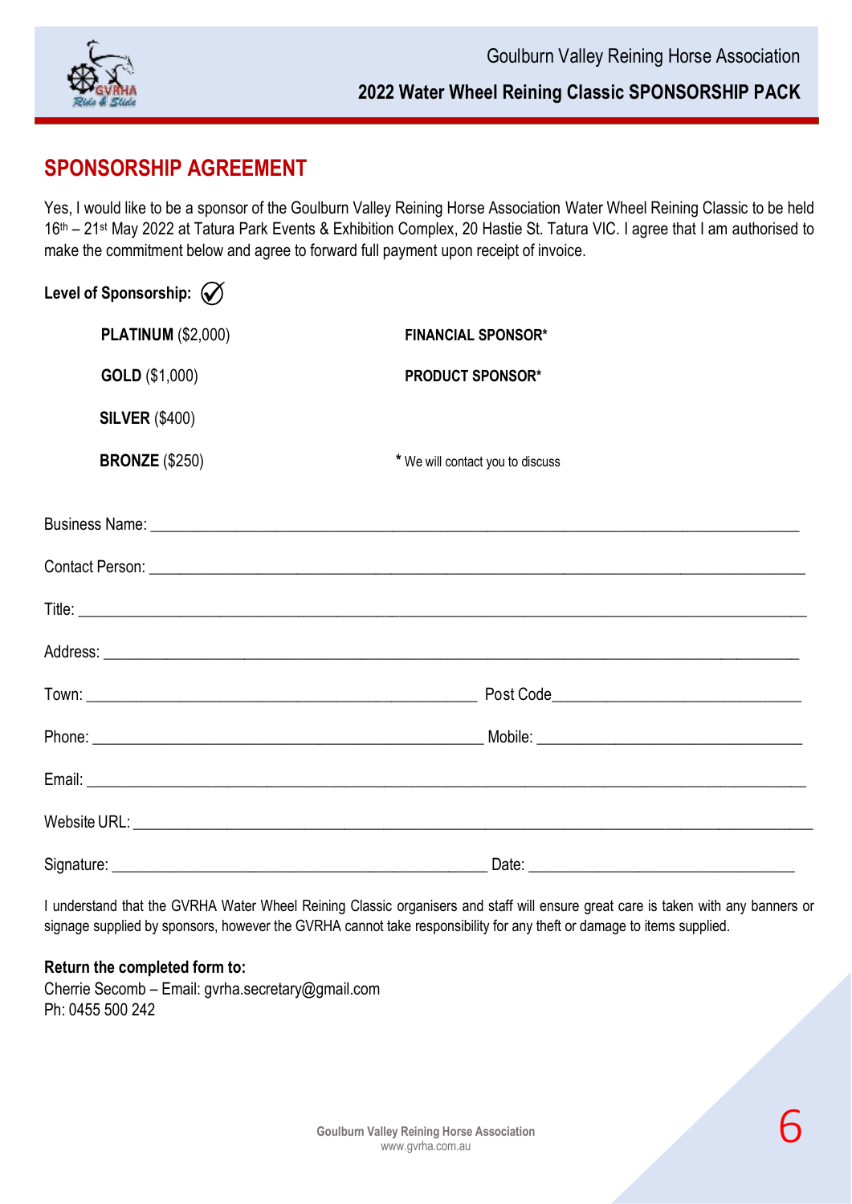## SPONSORSHIP AGREEMENT

Yes, I would like to be a sponsor of the Goulburn Valley Reining Horse Association Water Wheel Reining Classic to be held 16th – 21st May 2022 at Tatura Park Events & Exhibition Complex, 20 Hastie St. Tatura VIC. I agree that I am authorised to make the commitment below and agree to forward full payment upon receipt of invoice.

**Level of Sponsorship:** ✓

| | |
|---|---|
| **PLATINUM** ($2,000) | **FINANCIAL SPONSOR*** |
| **GOLD** ($1,000) | **PRODUCT SPONSOR*** |
| **SILVER** ($400) | |
| **BRONZE** ($250) | * We will contact you to discuss |

Business Name: ______________________________________________

Contact Person: ______________________________________________

Title: ______________________________________________

Address: ______________________________________________

Town: ____________________________ Post Code____________________

Phone: ____________________________ Mobile: ____________________

Email: ______________________________________________

Website URL: ______________________________________________

Signature: ____________________________ Date: ____________________

I understand that the GVRHA Water Wheel Reining Classic organisers and staff will ensure great care is taken with any banners or signage supplied by sponsors, however the GVRHA cannot take responsibility for any theft or damage to items supplied.

**Return the completed form to:**
Cherrie Secomb – Email: gvrha.secretary@gmail.com
Ph: 0455 500 242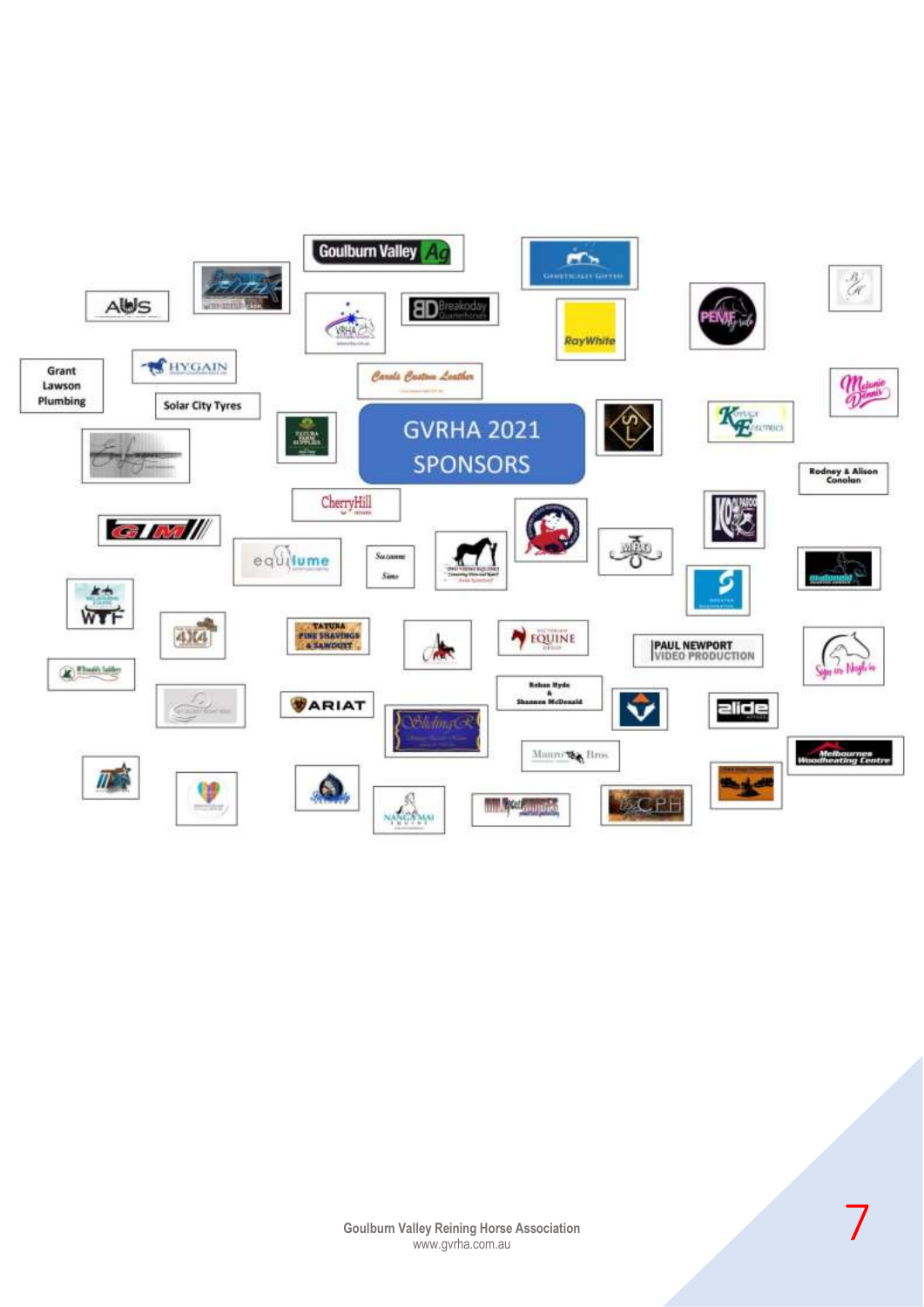# GVRHA 2021 SPONSORS

Goulburn Valley Ag

Breakoday Quarterhorses

RayWhite

Grant Lawson Plumbing

HYGAIN

Solar City Tyres

Carols Custom Leather

Melanie Dennis

Rodney & Alison Conolan

CherryHill

equilume

Suzanne Sims

PAUL NEWPORT VIDEO PRODUCTION

TATURA FINE SHAVINGS & SAWDUST

VICTORIAN EQUINE GROUP

ARIAT

Rohan Hyde & Shannon McDonald

Mauro Bros

alide

Melbournes Woodheating Centre

NANGA MAI EQUINE

Sign on Neigh